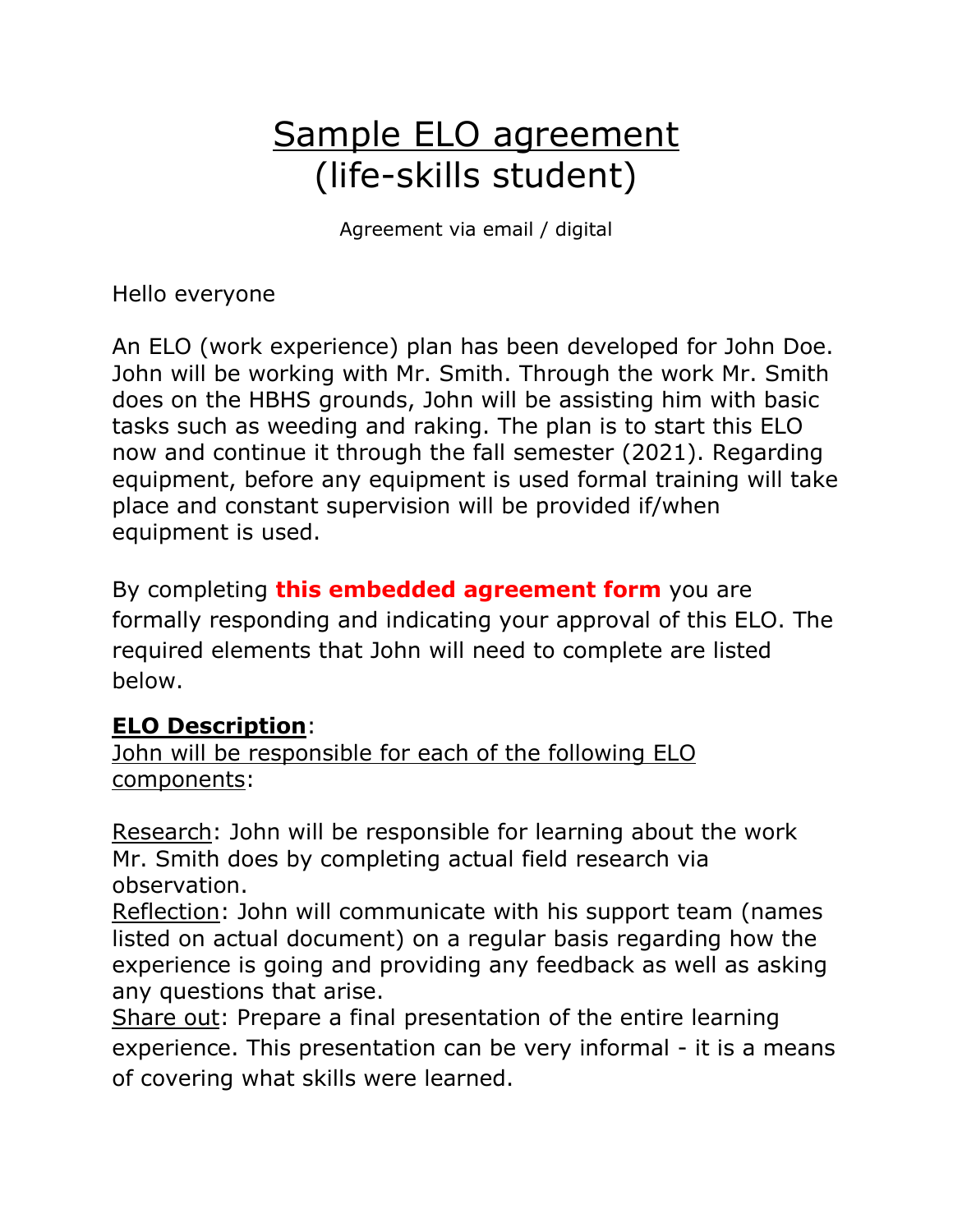# Sample ELO agreement (life-skills student)

Agreement via email / digital

Hello everyone

An ELO (work experience) plan has been developed for John Doe. John will be working with Mr. Smith. Through the work Mr. Smith does on the HBHS grounds, John will be assisting him with basic tasks such as weeding and raking. The plan is to start this ELO now and continue it through the fall semester (2021). Regarding equipment, before any equipment is used formal training will take place and constant supervision will be provided if/when equipment is used.

By completing **this embedded agreement form** you are formally responding and indicating your approval of this ELO. The required elements that John will need to complete are listed below.

**ELO Description**:
John will be responsible for each of the following ELO components:

Research: John will be responsible for learning about the work Mr. Smith does by completing actual field research via observation.
Reflection: John will communicate with his support team (names listed on actual document) on a regular basis regarding how the experience is going and providing any feedback as well as asking any questions that arise.
Share out: Prepare a final presentation of the entire learning experience. This presentation can be very informal - it is a means of covering what skills were learned.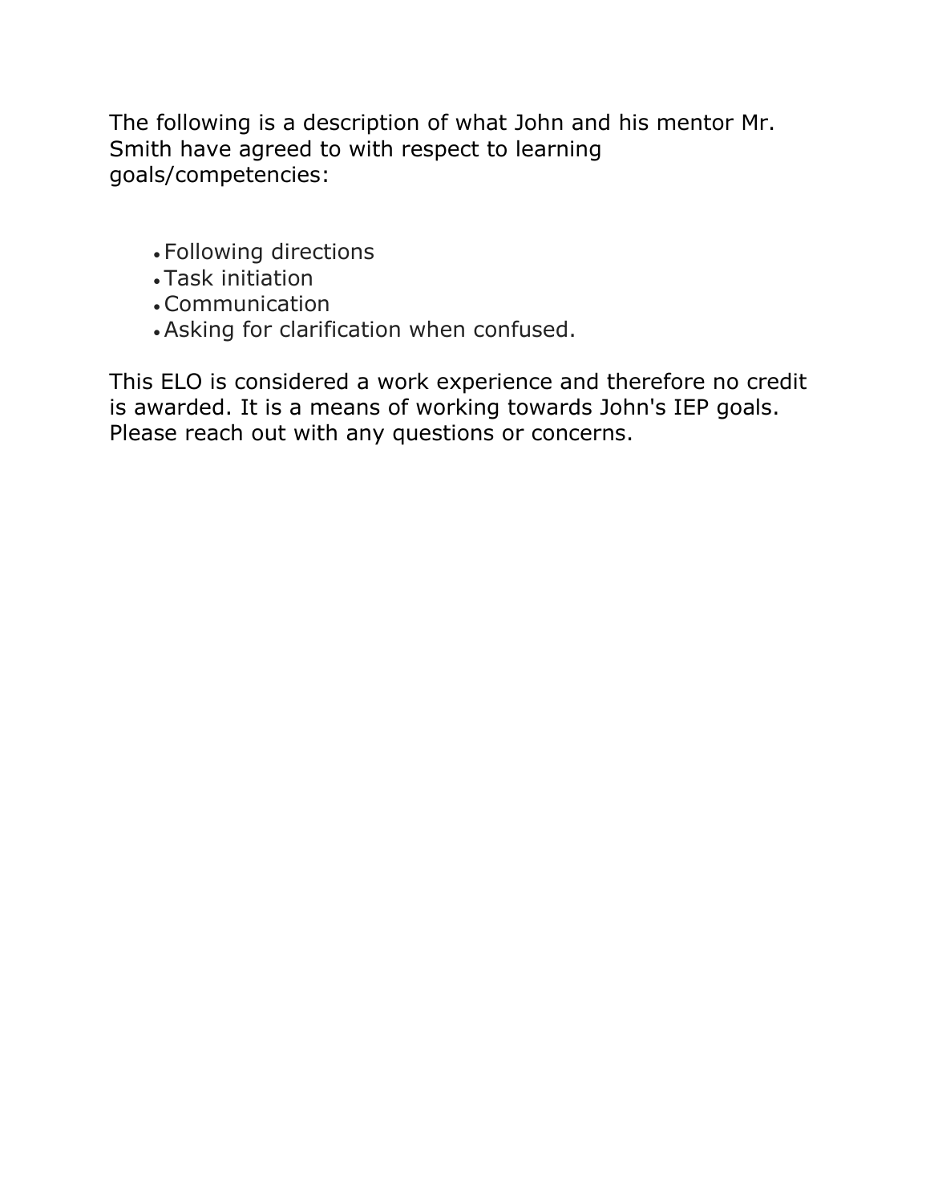The following is a description of what John and his mentor Mr. Smith have agreed to with respect to learning goals/competencies:

- Following directions
- Task initiation
- Communication
- Asking for clarification when confused.

This ELO is considered a work experience and therefore no credit is awarded. It is a means of working towards John's IEP goals. Please reach out with any questions or concerns.